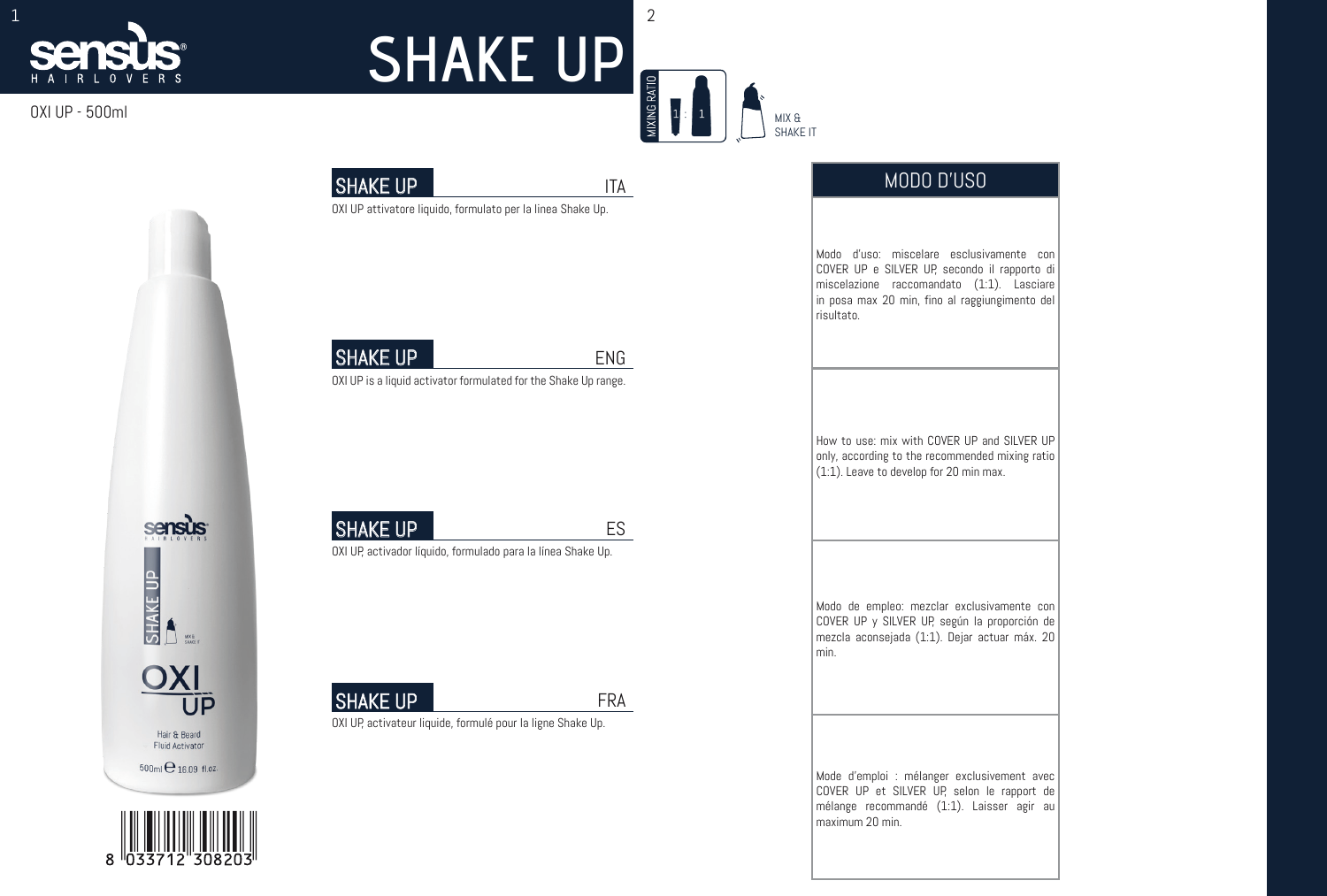# SHAKE UP

OXI UP - 500ml

MIXING RATIO 1 : 1

MIX & SHAKE IT

## SHAKE UP — ITA

OXI UP attivatore liquido, formulato per la linea Shake Up.

## SHAKE UP — ENG

OXI UP is a liquid activator formulated for the Shake Up range.

## SHAKE UP — ES

OXI UP, activador líquido, formulado para la línea Shake Up.

## SHAKE UP — FRA

OXI UP, activateur liquide, formulé pour la ligne Shake Up.

## MODO D'USO

Modo d'uso: miscelare esclusivamente con COVER UP e SILVER UP, secondo il rapporto di miscelazione raccomandato (1:1). Lasciare in posa max 20 min, fino al raggiungimento del risultato.

How to use: mix with COVER UP and SILVER UP only, according to the recommended mixing ratio (1:1). Leave to develop for 20 min max.

Modo de empleo: mezclar exclusivamente con COVER UP y SILVER UP, según la proporción de mezcla aconsejada (1:1). Dejar actuar máx. 20 min.

Mode d'emploi : mélanger exclusivement avec COVER UP et SILVER UP, selon le rapport de mélange recommandé (1:1). Laisser agir au maximum 20 min.

sensus HAIRLOVERS — SHAKE UP — OXI UP — Hair & Beard Fluid Activator — 500ml ℮ 16.09 fl.oz.

8 033712 308203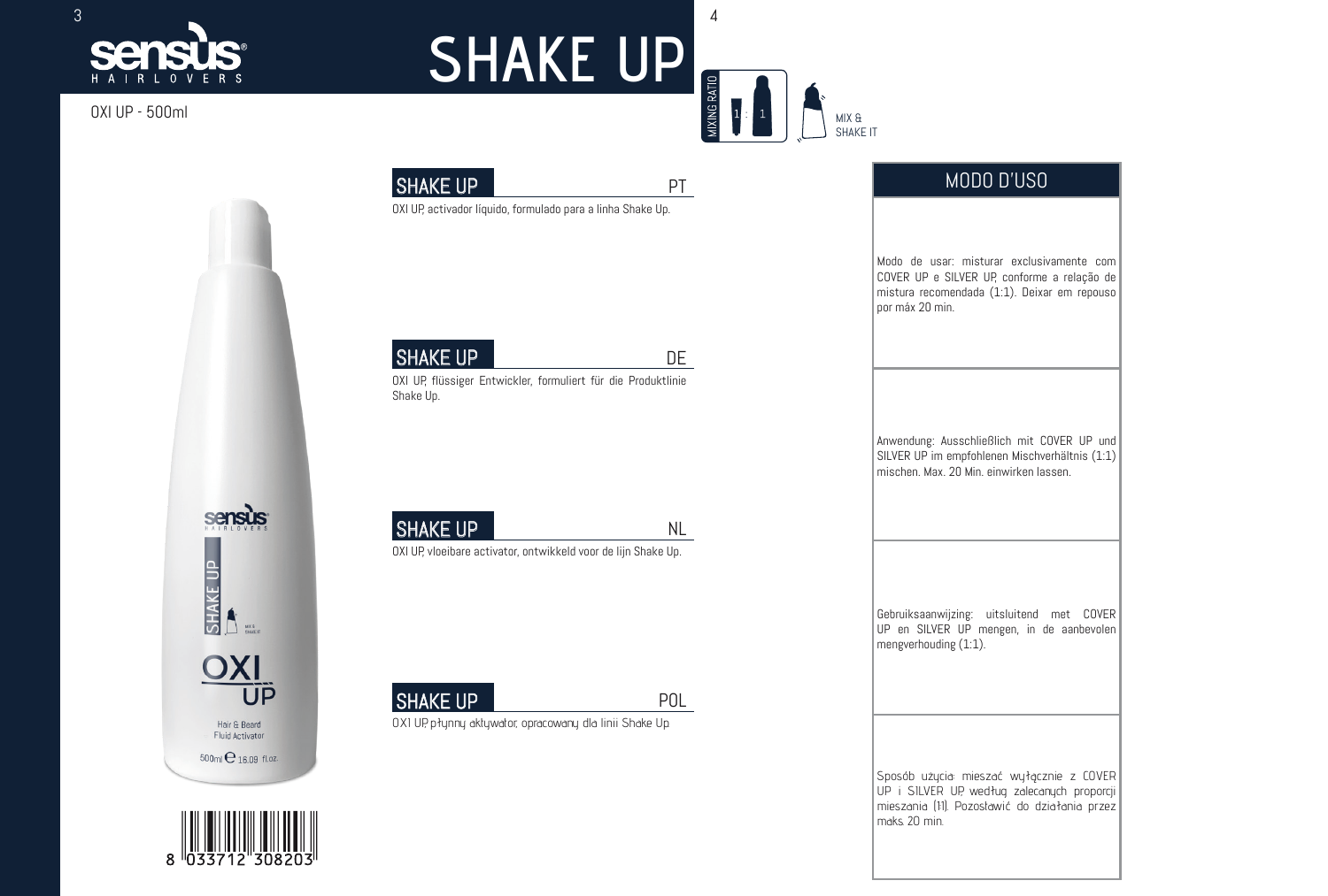# SHAKE UP

OXI UP - 500ml

MIXING RATIO 1 : 1

MIX & SHAKE IT

## SHAKE UP — PT

OXI UP, activador líquido, formulado para a linha Shake Up.

## SHAKE UP — DE

OXI UP, flüssiger Entwickler, formuliert für die Produktlinie Shake Up.

## SHAKE UP — NL

OXI UP, vloeibare activator, ontwikkeld voor de lijn Shake Up.

## SHAKE UP — POL

OXI UP, płynny aktywator, opracowany dla linii Shake Up.

## MODO D'USO

Modo de usar: misturar exclusivamente com COVER UP e SILVER UP, conforme a relação de mistura recomendada (1:1). Deixar em repouso por máx 20 min.

Anwendung: Ausschließlich mit COVER UP und SILVER UP im empfohlenen Mischverhältnis (1:1) mischen. Max. 20 Min. einwirken lassen.

Gebruiksaanwijzing: uitsluitend met COVER UP en SILVER UP mengen, in de aanbevolen mengverhouding (1:1).

Sposób użycia: mieszać wyłącznie z COVER UP i SILVER UP, według zalecanych proporcji mieszania (1:1). Pozostawić do działania przez maks. 20 min.

8 033712 308203